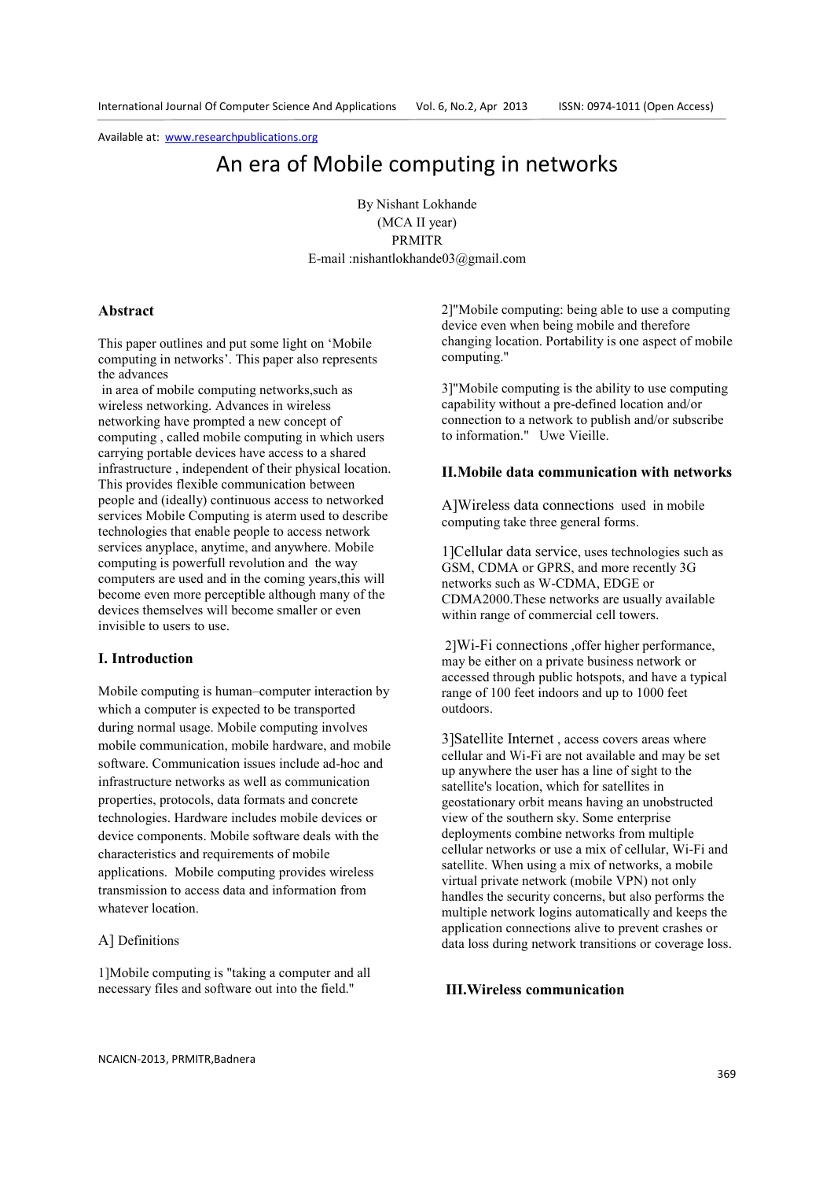Available at: www.researchpublications.org

# An era of Mobile computing in networks

By Nishant Lokhande
(MCA II year)
PRMITR
E-mail :nishantlokhande03@gmail.com

## Abstract

This paper outlines and put some light on 'Mobile computing in networks'. This paper also represents the advances in area of mobile computing networks,such as wireless networking. Advances in wireless networking have prompted a new concept of computing , called mobile computing in which users carrying portable devices have access to a shared infrastructure , independent of their physical location. This provides flexible communication between people and (ideally) continuous access to networked services Mobile Computing is aterm used to describe technologies that enable people to access network services anyplace, anytime, and anywhere. Mobile computing is powerfull revolution and the way computers are used and in the coming years,this will become even more perceptible although many of the devices themselves will become smaller or even invisible to users to use.

## I. Introduction

Mobile computing is human–computer interaction by which a computer is expected to be transported during normal usage. Mobile computing involves mobile communication, mobile hardware, and mobile software. Communication issues include ad-hoc and infrastructure networks as well as communication properties, protocols, data formats and concrete technologies. Hardware includes mobile devices or device components. Mobile software deals with the characteristics and requirements of mobile applications. Mobile computing provides wireless transmission to access data and information from whatever location.

A] Definitions

1]Mobile computing is "taking a computer and all necessary files and software out into the field."

2]"Mobile computing: being able to use a computing device even when being mobile and therefore changing location. Portability is one aspect of mobile computing."

3]"Mobile computing is the ability to use computing capability without a pre-defined location and/or connection to a network to publish and/or subscribe to information." Uwe Vieille.

## II.Mobile data communication with networks

A]Wireless data connections used in mobile computing take three general forms.

1]Cellular data service, uses technologies such as GSM, CDMA or GPRS, and more recently 3G networks such as W-CDMA, EDGE or CDMA2000.These networks are usually available within range of commercial cell towers.

2]Wi-Fi connections ,offer higher performance, may be either on a private business network or accessed through public hotspots, and have a typical range of 100 feet indoors and up to 1000 feet outdoors.

3]Satellite Internet , access covers areas where cellular and Wi-Fi are not available and may be set up anywhere the user has a line of sight to the satellite's location, which for satellites in geostationary orbit means having an unobstructed view of the southern sky. Some enterprise deployments combine networks from multiple cellular networks or use a mix of cellular, Wi-Fi and satellite. When using a mix of networks, a mobile virtual private network (mobile VPN) not only handles the security concerns, but also performs the multiple network logins automatically and keeps the application connections alive to prevent crashes or data loss during network transitions or coverage loss.

## III.Wireless communication

NCAICN-2013, PRMITR,Badnera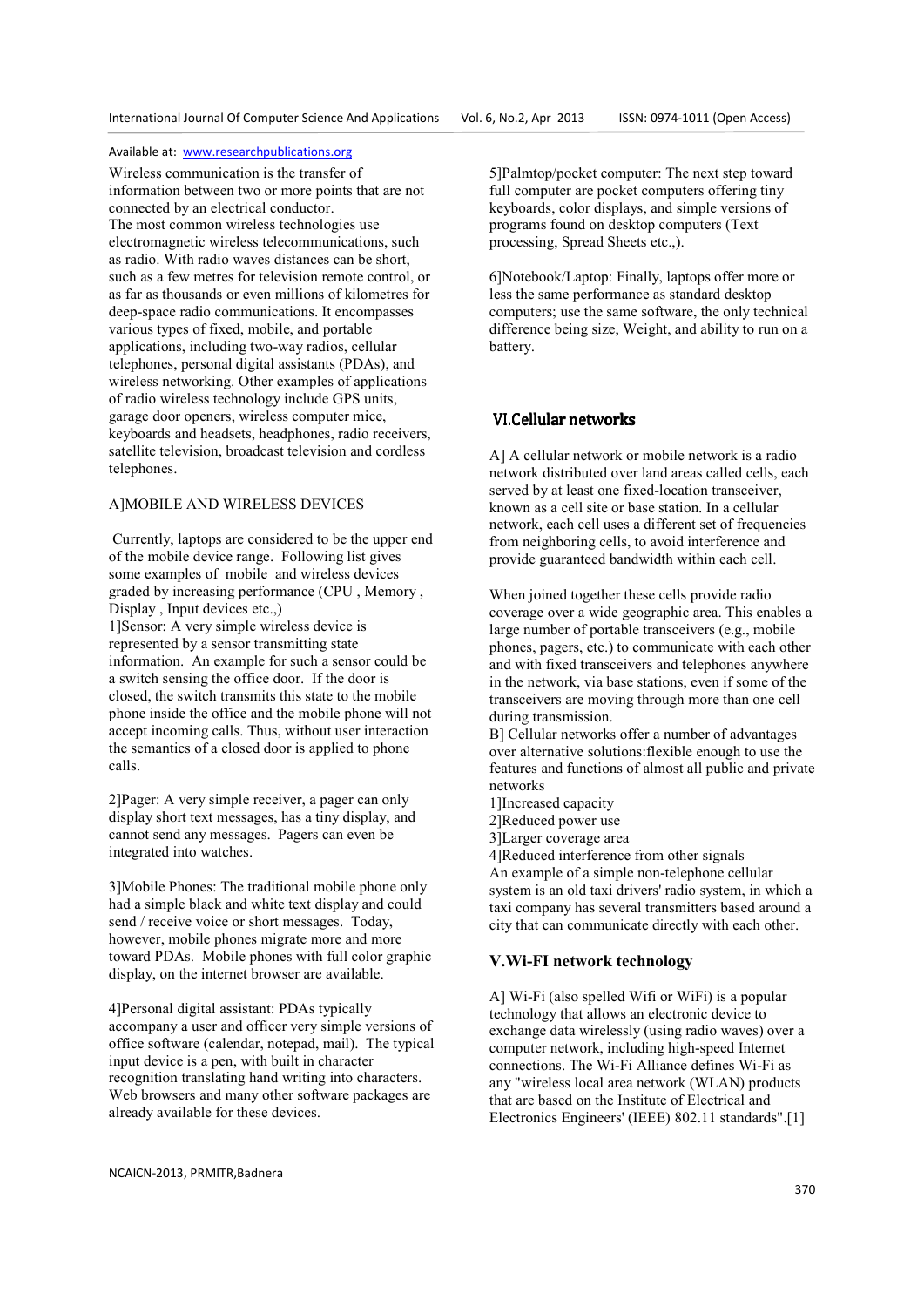Wireless communication is the transfer of information between two or more points that are not connected by an electrical conductor.
The most common wireless technologies use electromagnetic wireless telecommunications, such as radio. With radio waves distances can be short, such as a few metres for television remote control, or as far as thousands or even millions of kilometres for deep-space radio communications. It encompasses various types of fixed, mobile, and portable applications, including two-way radios, cellular telephones, personal digital assistants (PDAs), and wireless networking. Other examples of applications of radio wireless technology include GPS units, garage door openers, wireless computer mice, keyboards and headsets, headphones, radio receivers, satellite television, broadcast television and cordless telephones.

A]MOBILE AND WIRELESS DEVICES

Currently, laptops are considered to be the upper end of the mobile device range. Following list gives some examples of mobile and wireless devices graded by increasing performance (CPU , Memory , Display , Input devices etc.,)

1]Sensor: A very simple wireless device is represented by a sensor transmitting state information. An example for such a sensor could be a switch sensing the office door. If the door is closed, the switch transmits this state to the mobile phone inside the office and the mobile phone will not accept incoming calls. Thus, without user interaction the semantics of a closed door is applied to phone calls.

2]Pager: A very simple receiver, a pager can only display short text messages, has a tiny display, and cannot send any messages. Pagers can even be integrated into watches.

3]Mobile Phones: The traditional mobile phone only had a simple black and white text display and could send / receive voice or short messages. Today, however, mobile phones migrate more and more toward PDAs. Mobile phones with full color graphic display, on the internet browser are available.

4]Personal digital assistant: PDAs typically accompany a user and officer very simple versions of office software (calendar, notepad, mail). The typical input device is a pen, with built in character recognition translating hand writing into characters. Web browsers and many other software packages are already available for these devices.

5]Palmtop/pocket computer: The next step toward full computer are pocket computers offering tiny keyboards, color displays, and simple versions of programs found on desktop computers (Text processing, Spread Sheets etc.,).

6]Notebook/Laptop: Finally, laptops offer more or less the same performance as standard desktop computers; use the same software, the only technical difference being size, Weight, and ability to run on a battery.

## VI.Cellular networks

A] A cellular network or mobile network is a radio network distributed over land areas called cells, each served by at least one fixed-location transceiver, known as a cell site or base station. In a cellular network, each cell uses a different set of frequencies from neighboring cells, to avoid interference and provide guaranteed bandwidth within each cell.

When joined together these cells provide radio coverage over a wide geographic area. This enables a large number of portable transceivers (e.g., mobile phones, pagers, etc.) to communicate with each other and with fixed transceivers and telephones anywhere in the network, via base stations, even if some of the transceivers are moving through more than one cell during transmission.

B] Cellular networks offer a number of advantages over alternative solutions:flexible enough to use the features and functions of almost all public and private networks

1]Increased capacity
2]Reduced power use
3]Larger coverage area
4]Reduced interference from other signals

An example of a simple non-telephone cellular system is an old taxi drivers' radio system, in which a taxi company has several transmitters based around a city that can communicate directly with each other.

## V.Wi-FI network technology

A] Wi-Fi (also spelled Wifi or WiFi) is a popular technology that allows an electronic device to exchange data wirelessly (using radio waves) over a computer network, including high-speed Internet connections. The Wi-Fi Alliance defines Wi-Fi as any "wireless local area network (WLAN) products that are based on the Institute of Electrical and Electronics Engineers' (IEEE) 802.11 standards".[1]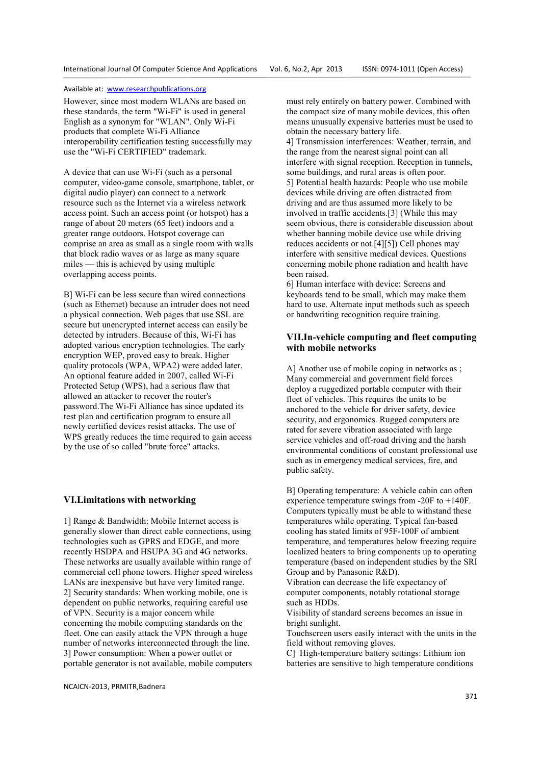However, since most modern WLANs are based on these standards, the term "Wi-Fi" is used in general English as a synonym for "WLAN". Only Wi-Fi products that complete Wi-Fi Alliance interoperability certification testing successfully may use the "Wi-Fi CERTIFIED" trademark.

A device that can use Wi-Fi (such as a personal computer, video-game console, smartphone, tablet, or digital audio player) can connect to a network resource such as the Internet via a wireless network access point. Such an access point (or hotspot) has a range of about 20 meters (65 feet) indoors and a greater range outdoors. Hotspot coverage can comprise an area as small as a single room with walls that block radio waves or as large as many square miles — this is achieved by using multiple overlapping access points.

B] Wi-Fi can be less secure than wired connections (such as Ethernet) because an intruder does not need a physical connection. Web pages that use SSL are secure but unencrypted internet access can easily be detected by intruders. Because of this, Wi-Fi has adopted various encryption technologies. The early encryption WEP, proved easy to break. Higher quality protocols (WPA, WPA2) were added later. An optional feature added in 2007, called Wi-Fi Protected Setup (WPS), had a serious flaw that allowed an attacker to recover the router's password.The Wi-Fi Alliance has since updated its test plan and certification program to ensure all newly certified devices resist attacks. The use of WPS greatly reduces the time required to gain access by the use of so called "brute force" attacks.

## VI.Limitations with networking

1] Range & Bandwidth: Mobile Internet access is generally slower than direct cable connections, using technologies such as GPRS and EDGE, and more recently HSDPA and HSUPA 3G and 4G networks. These networks are usually available within range of commercial cell phone towers. Higher speed wireless LANs are inexpensive but have very limited range.
2] Security standards: When working mobile, one is dependent on public networks, requiring careful use of VPN. Security is a major concern while concerning the mobile computing standards on the fleet. One can easily attack the VPN through a huge number of networks interconnected through the line.
3] Power consumption: When a power outlet or portable generator is not available, mobile computers must rely entirely on battery power. Combined with the compact size of many mobile devices, this often means unusually expensive batteries must be used to obtain the necessary battery life.
4] Transmission interferences: Weather, terrain, and the range from the nearest signal point can all interfere with signal reception. Reception in tunnels, some buildings, and rural areas is often poor.
5] Potential health hazards: People who use mobile devices while driving are often distracted from driving and are thus assumed more likely to be involved in traffic accidents.[3] (While this may seem obvious, there is considerable discussion about whether banning mobile device use while driving reduces accidents or not.[4][5]) Cell phones may interfere with sensitive medical devices. Questions concerning mobile phone radiation and health have been raised.
6] Human interface with device: Screens and keyboards tend to be small, which may make them hard to use. Alternate input methods such as speech or handwriting recognition require training.

## VII.In-vehicle computing and fleet computing with mobile networks

A] Another use of mobile coping in networks as ; Many commercial and government field forces deploy a ruggedized portable computer with their fleet of vehicles. This requires the units to be anchored to the vehicle for driver safety, device security, and ergonomics. Rugged computers are rated for severe vibration associated with large service vehicles and off-road driving and the harsh environmental conditions of constant professional use such as in emergency medical services, fire, and public safety.

B] Operating temperature: A vehicle cabin can often experience temperature swings from -20F to +140F. Computers typically must be able to withstand these temperatures while operating. Typical fan-based cooling has stated limits of 95F-100F of ambient temperature, and temperatures below freezing require localized heaters to bring components up to operating temperature (based on independent studies by the SRI Group and by Panasonic R&D).
Vibration can decrease the life expectancy of computer components, notably rotational storage such as HDDs.
Visibility of standard screens becomes an issue in bright sunlight.
Touchscreen users easily interact with the units in the field without removing gloves.
C] High-temperature battery settings: Lithium ion batteries are sensitive to high temperature conditions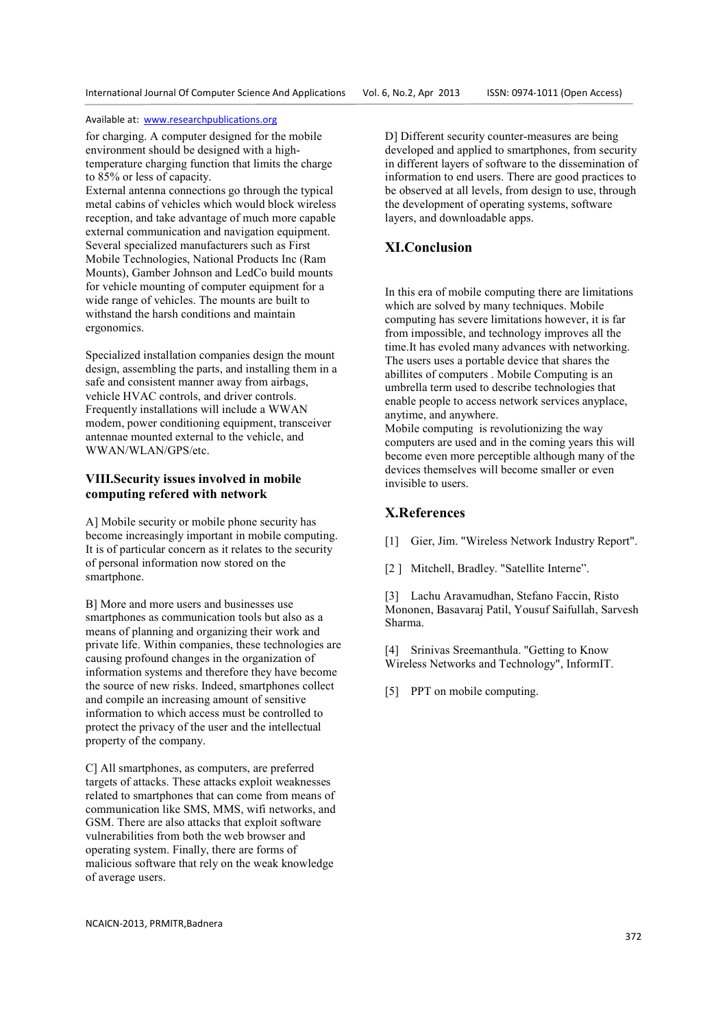for charging. A computer designed for the mobile environment should be designed with a high-temperature charging function that limits the charge to 85% or less of capacity.
External antenna connections go through the typical metal cabins of vehicles which would block wireless reception, and take advantage of much more capable external communication and navigation equipment. Several specialized manufacturers such as First Mobile Technologies, National Products Inc (Ram Mounts), Gamber Johnson and LedCo build mounts for vehicle mounting of computer equipment for a wide range of vehicles. The mounts are built to withstand the harsh conditions and maintain ergonomics.

Specialized installation companies design the mount design, assembling the parts, and installing them in a safe and consistent manner away from airbags, vehicle HVAC controls, and driver controls. Frequently installations will include a WWAN modem, power conditioning equipment, transceiver antennae mounted external to the vehicle, and WWAN/WLAN/GPS/etc.

## VIII.Security issues involved in mobile computing refered with network

A] Mobile security or mobile phone security has become increasingly important in mobile computing. It is of particular concern as it relates to the security of personal information now stored on the smartphone.

B] More and more users and businesses use smartphones as communication tools but also as a means of planning and organizing their work and private life. Within companies, these technologies are causing profound changes in the organization of information systems and therefore they have become the source of new risks. Indeed, smartphones collect and compile an increasing amount of sensitive information to which access must be controlled to protect the privacy of the user and the intellectual property of the company.

C] All smartphones, as computers, are preferred targets of attacks. These attacks exploit weaknesses related to smartphones that can come from means of communication like SMS, MMS, wifi networks, and GSM. There are also attacks that exploit software vulnerabilities from both the web browser and operating system. Finally, there are forms of malicious software that rely on the weak knowledge of average users.

D] Different security counter-measures are being developed and applied to smartphones, from security in different layers of software to the dissemination of information to end users. There are good practices to be observed at all levels, from design to use, through the development of operating systems, software layers, and downloadable apps.

## XI.Conclusion

In this era of mobile computing there are limitations which are solved by many techniques. Mobile computing has severe limitations however, it is far from impossible, and technology improves all the time.It has evoled many advances with networking. The users uses a portable device that shares the abillites of computers . Mobile Computing is an umbrella term used to describe technologies that enable people to access network services anyplace, anytime, and anywhere.
Mobile computing is revolutionizing the way computers are used and in the coming years this will become even more perceptible although many of the devices themselves will become smaller or even invisible to users.

## X.References

[1] Gier, Jim. "Wireless Network Industry Report".

[2 ] Mitchell, Bradley. "Satellite Interne".

[3] Lachu Aravamudhan, Stefano Faccin, Risto Mononen, Basavaraj Patil, Yousuf Saifullah, Sarvesh Sharma.

[4] Srinivas Sreemanthula. "Getting to Know Wireless Networks and Technology", InformIT.

[5] PPT on mobile computing.